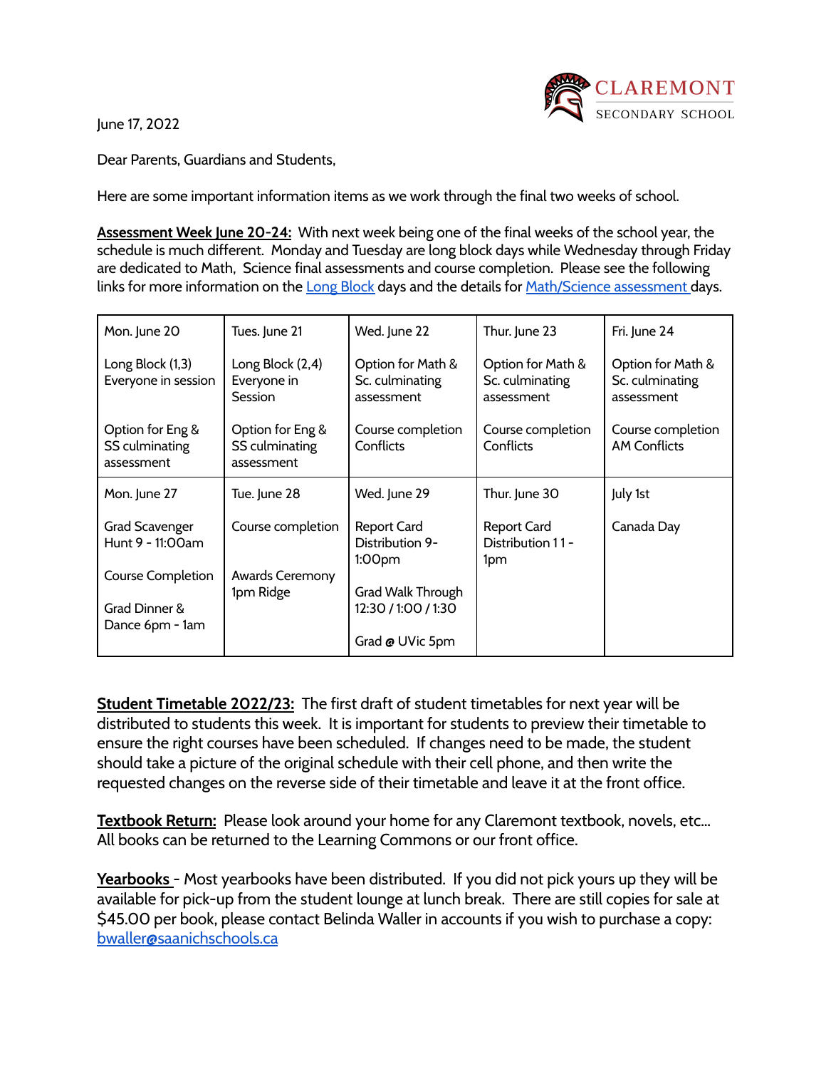CLAREMONT SECONDARY SCHOOL

June 17, 2022

Dear Parents, Guardians and Students,

Here are some important information items as we work through the final two weeks of school.

**Assessment Week June 20-24:** With next week being one of the final weeks of the school year, the schedule is much different. Monday and Tuesday are long block days while Wednesday through Friday are dedicated to Math, Science final assessments and course completion. Please see the following links for more information on the Long Block days and the details for Math/Science assessment days.

| Mon. June 20 | Tues. June 21 | Wed. June 22 | Thur. June 23 | Fri. June 24 |
|---|---|---|---|---|
| Long Block (1,3) Everyone in session<br><br>Option for Eng & SS culminating assessment | Long Block (2,4) Everyone in Session<br><br>Option for Eng & SS culminating assessment | Option for Math & Sc. culminating assessment<br><br>Course completion Conflicts | Option for Math & Sc. culminating assessment<br><br>Course completion Conflicts | Option for Math & Sc. culminating assessment<br><br>Course completion AM Conflicts |
| **Mon. June 27**<br><br>Grad Scavenger Hunt 9 - 11:00am<br><br>Course Completion<br><br>Grad Dinner & Dance 6pm - 1am | **Tue. June 28**<br><br>Course completion<br><br>Awards Ceremony 1pm Ridge | **Wed. June 29**<br><br>Report Card Distribution 9-1:00pm<br><br>Grad Walk Through 12:30 / 1:00 / 1:30<br><br>Grad @ UVic 5pm | **Thur. June 30**<br><br>Report Card Distribution 11 - 1pm | **July 1st**<br><br>Canada Day |

**Student Timetable 2022/23:** The first draft of student timetables for next year will be distributed to students this week. It is important for students to preview their timetable to ensure the right courses have been scheduled. If changes need to be made, the student should take a picture of the original schedule with their cell phone, and then write the requested changes on the reverse side of their timetable and leave it at the front office.

**Textbook Return:** Please look around your home for any Claremont textbook, novels, etc... All books can be returned to the Learning Commons or our front office.

**Yearbooks** - Most yearbooks have been distributed. If you did not pick yours up they will be available for pick-up from the student lounge at lunch break. There are still copies for sale at $45.00 per book, please contact Belinda Waller in accounts if you wish to purchase a copy: bwaller@saanichschools.ca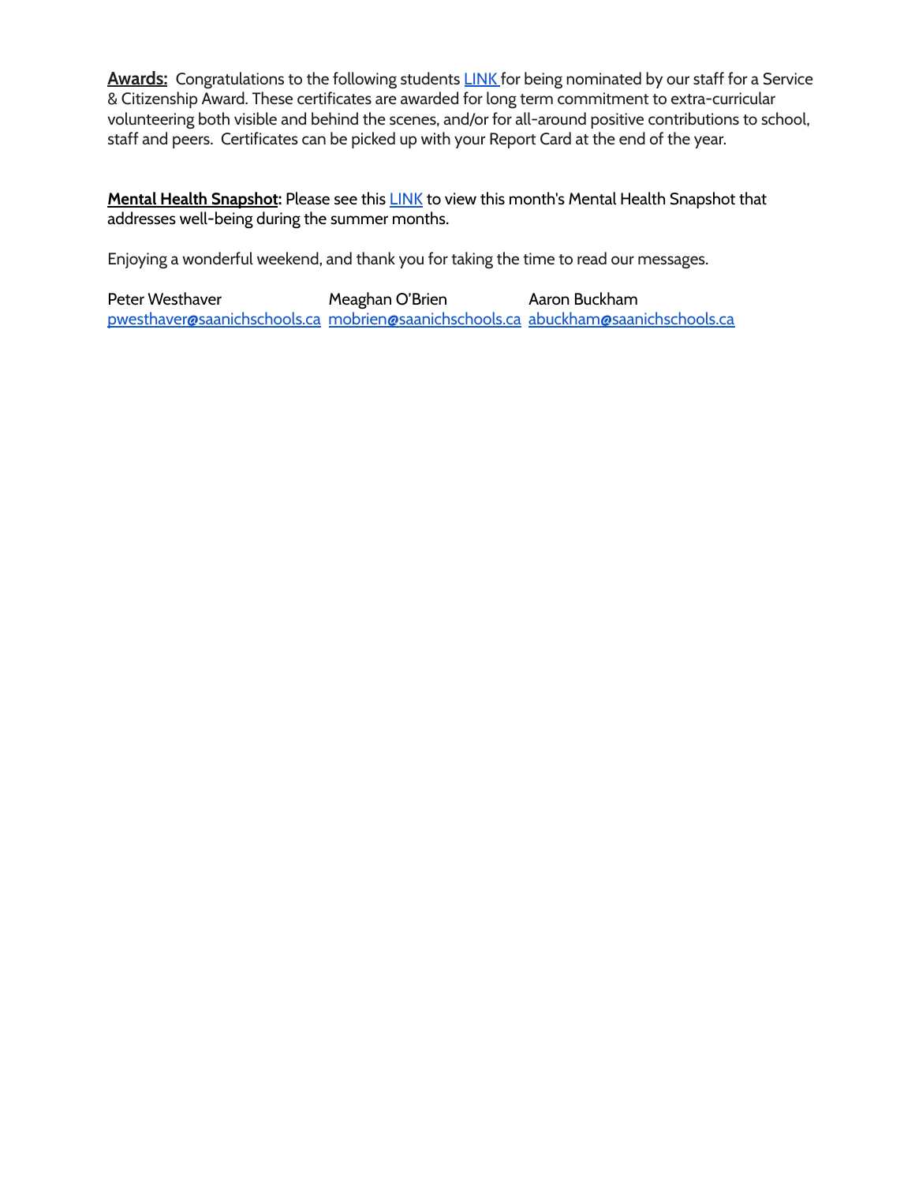**Awards:** Congratulations to the following students LINK for being nominated by our staff for a Service & Citizenship Award. These certificates are awarded for long term commitment to extra-curricular volunteering both visible and behind the scenes, and/or for all-around positive contributions to school, staff and peers. Certificates can be picked up with your Report Card at the end of the year.

**Mental Health Snapshot:** Please see this LINK to view this month's Mental Health Snapshot that addresses well-being during the summer months.

Enjoying a wonderful weekend, and thank you for taking the time to read our messages.

| | | |
|---|---|---|
| Peter Westhaver | Meaghan O'Brien | Aaron Buckham |
| pwesthaver@saanichschools.ca | mobrien@saanichschools.ca | abuckham@saanichschools.ca |